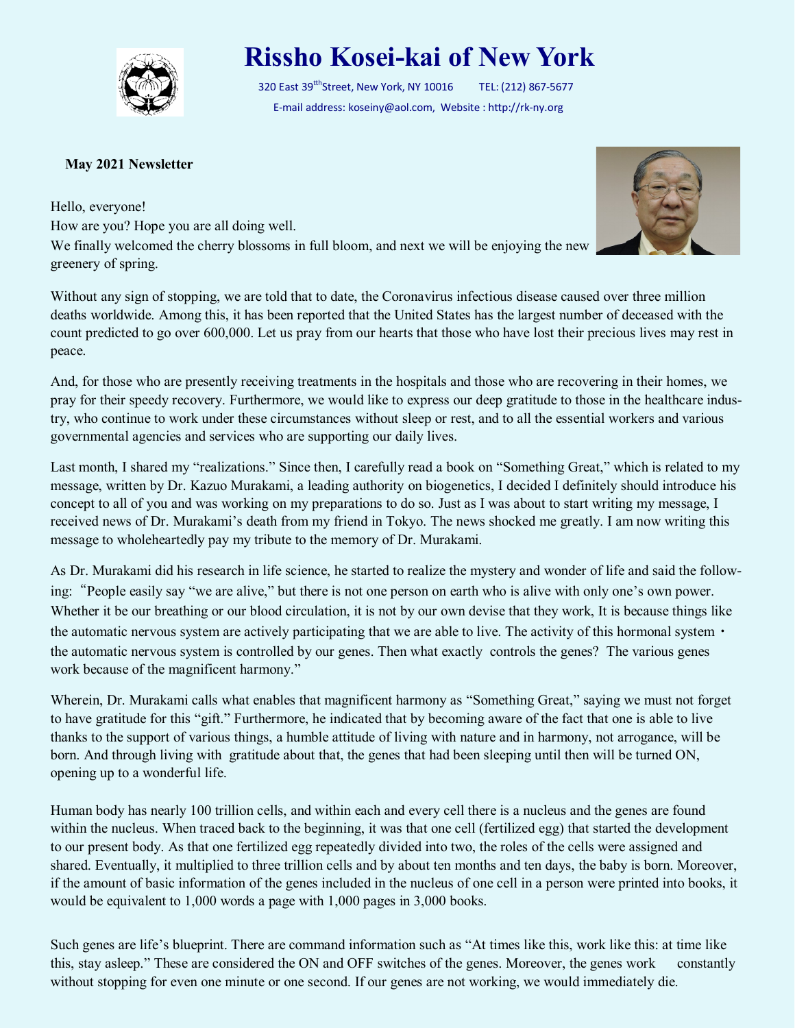# Rissho Kosei-kai of New York

320 East 39[tth]Street, New York, NY 10016 TEL: (212) 867-5677

E-mail address: koseiny@aol.com, Website : http://rk-ny.org

**May 2021 Newsletter**

Hello, everyone!

How are you? Hope you are all doing well.

We finally welcomed the cherry blossoms in full bloom, and next we will be enjoying the new greenery of spring.

Without any sign of stopping, we are told that to date, the Coronavirus infectious disease caused over three million deaths worldwide. Among this, it has been reported that the United States has the largest number of deceased with the count predicted to go over 600,000. Let us pray from our hearts that those who have lost their precious lives may rest in peace.

And, for those who are presently receiving treatments in the hospitals and those who are recovering in their homes, we pray for their speedy recovery. Furthermore, we would like to express our deep gratitude to those in the healthcare industry, who continue to work under these circumstances without sleep or rest, and to all the essential workers and various governmental agencies and services who are supporting our daily lives.

Last month, I shared my "realizations." Since then, I carefully read a book on "Something Great," which is related to my message, written by Dr. Kazuo Murakami, a leading authority on biogenetics, I decided I definitely should introduce his concept to all of you and was working on my preparations to do so. Just as I was about to start writing my message, I received news of Dr. Murakami's death from my friend in Tokyo. The news shocked me greatly. I am now writing this message to wholeheartedly pay my tribute to the memory of Dr. Murakami.

As Dr. Murakami did his research in life science, he started to realize the mystery and wonder of life and said the following: "People easily say "we are alive," but there is not one person on earth who is alive with only one's own power. Whether it be our breathing or our blood circulation, it is not by our own devise that they work, It is because things like the automatic nervous system are actively participating that we are able to live. The activity of this hormonal system・the automatic nervous system is controlled by our genes. Then what exactly controls the genes? The various genes work because of the magnificent harmony."

Wherein, Dr. Murakami calls what enables that magnificent harmony as "Something Great," saying we must not forget to have gratitude for this "gift." Furthermore, he indicated that by becoming aware of the fact that one is able to live thanks to the support of various things, a humble attitude of living with nature and in harmony, not arrogance, will be born. And through living with gratitude about that, the genes that had been sleeping until then will be turned ON, opening up to a wonderful life.

Human body has nearly 100 trillion cells, and within each and every cell there is a nucleus and the genes are found within the nucleus. When traced back to the beginning, it was that one cell (fertilized egg) that started the development to our present body. As that one fertilized egg repeatedly divided into two, the roles of the cells were assigned and shared. Eventually, it multiplied to three trillion cells and by about ten months and ten days, the baby is born. Moreover, if the amount of basic information of the genes included in the nucleus of one cell in a person were printed into books, it would be equivalent to 1,000 words a page with 1,000 pages in 3,000 books.

Such genes are life's blueprint. There are command information such as "At times like this, work like this: at time like this, stay asleep." These are considered the ON and OFF switches of the genes. Moreover, the genes work constantly without stopping for even one minute or one second. If our genes are not working, we would immediately die.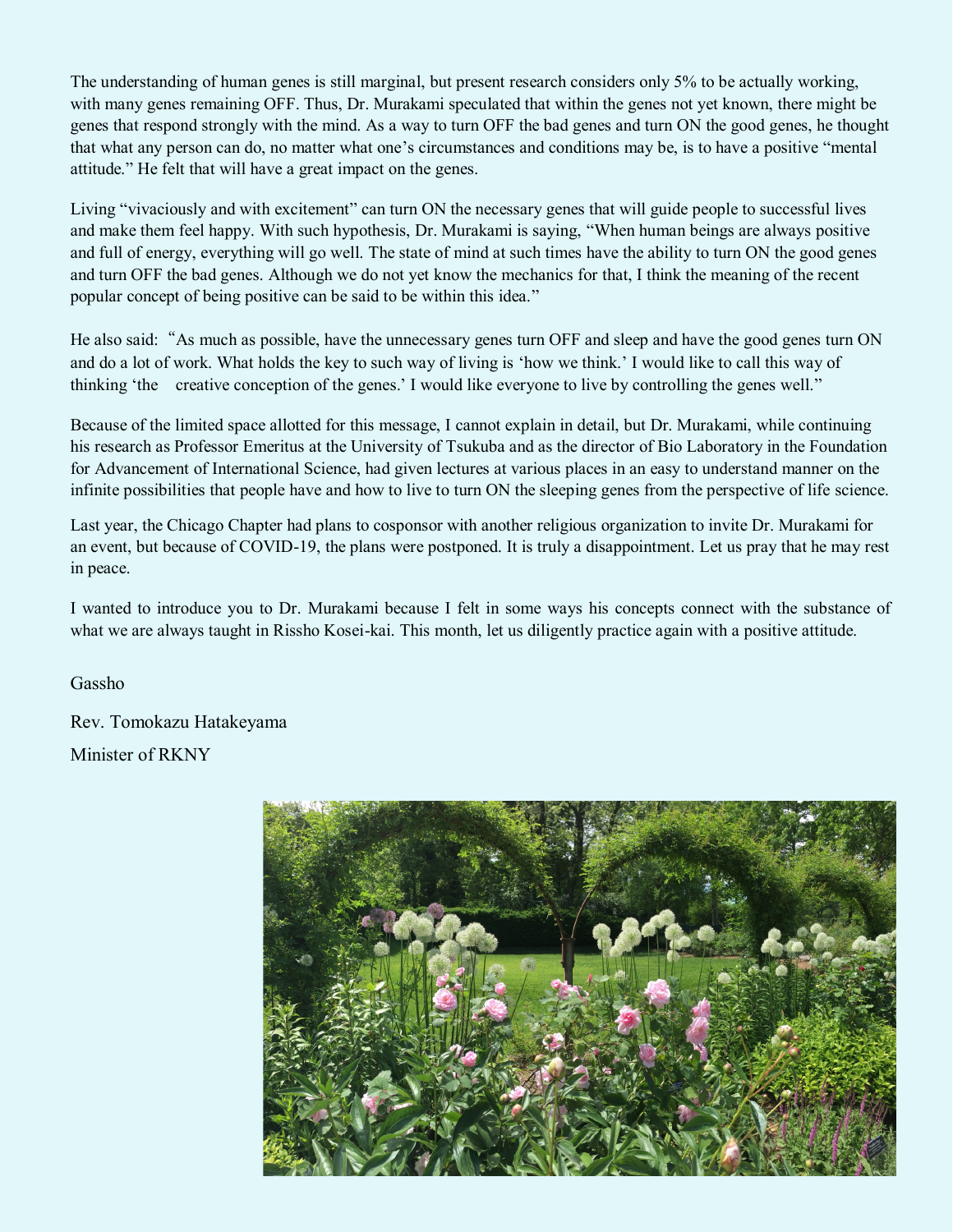The understanding of human genes is still marginal, but present research considers only 5% to be actually working, with many genes remaining OFF. Thus, Dr. Murakami speculated that within the genes not yet known, there might be genes that respond strongly with the mind. As a way to turn OFF the bad genes and turn ON the good genes, he thought that what any person can do, no matter what one's circumstances and conditions may be, is to have a positive "mental attitude." He felt that will have a great impact on the genes.

Living "vivaciously and with excitement" can turn ON the necessary genes that will guide people to successful lives and make them feel happy. With such hypothesis, Dr. Murakami is saying, "When human beings are always positive and full of energy, everything will go well. The state of mind at such times have the ability to turn ON the good genes and turn OFF the bad genes. Although we do not yet know the mechanics for that, I think the meaning of the recent popular concept of being positive can be said to be within this idea."

He also said: "As much as possible, have the unnecessary genes turn OFF and sleep and have the good genes turn ON and do a lot of work. What holds the key to such way of living is 'how we think.' I would like to call this way of thinking 'the creative conception of the genes.' I would like everyone to live by controlling the genes well."

Because of the limited space allotted for this message, I cannot explain in detail, but Dr. Murakami, while continuing his research as Professor Emeritus at the University of Tsukuba and as the director of Bio Laboratory in the Foundation for Advancement of International Science, had given lectures at various places in an easy to understand manner on the infinite possibilities that people have and how to live to turn ON the sleeping genes from the perspective of life science.

Last year, the Chicago Chapter had plans to cosponsor with another religious organization to invite Dr. Murakami for an event, but because of COVID-19, the plans were postponed. It is truly a disappointment. Let us pray that he may rest in peace.

I wanted to introduce you to Dr. Murakami because I felt in some ways his concepts connect with the substance of what we are always taught in Rissho Kosei-kai. This month, let us diligently practice again with a positive attitude.

Gassho

Rev. Tomokazu Hatakeyama

Minister of RKNY